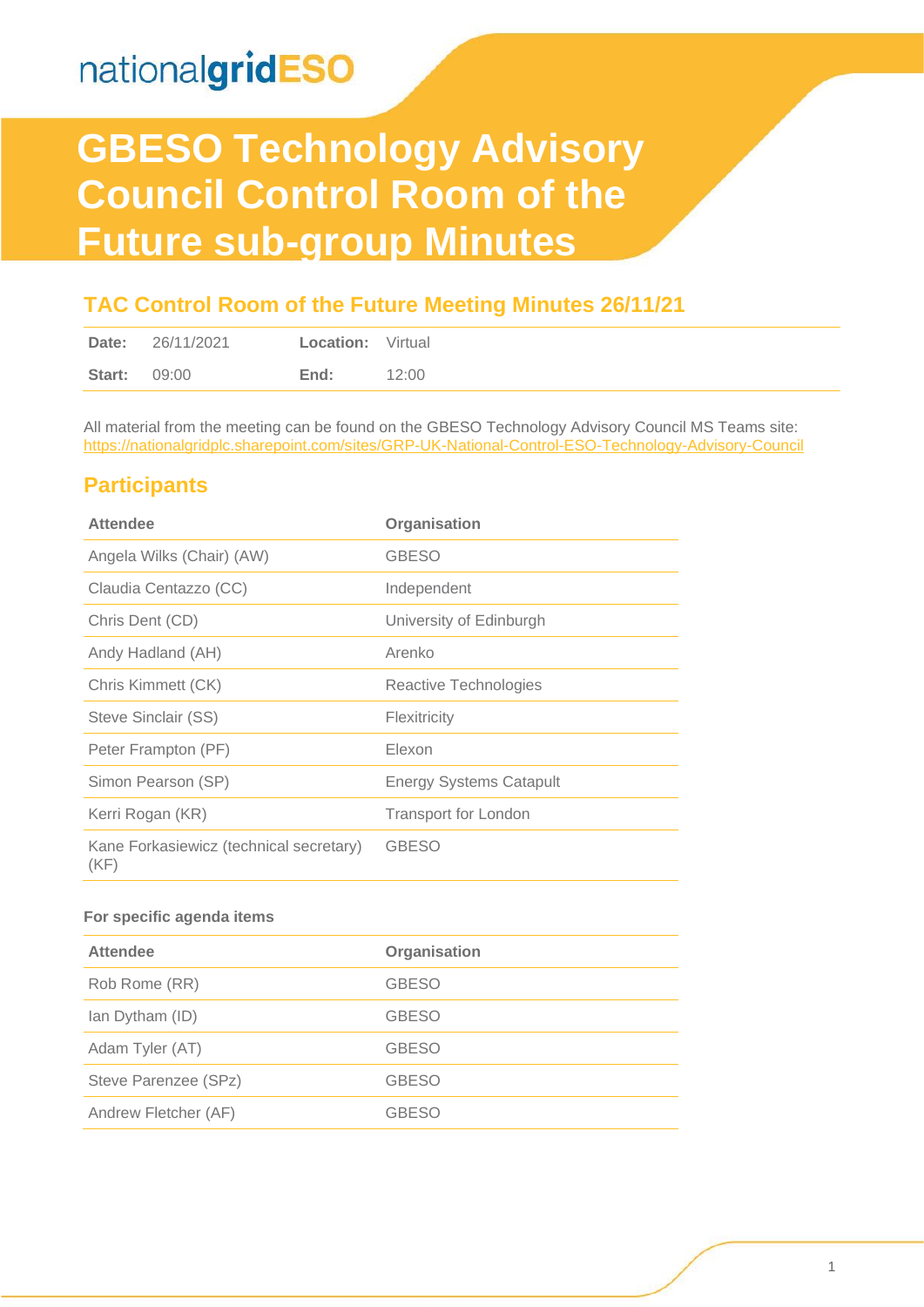nationalgridESO

# GBESO Technology Advisory Council Control Room of the Future sub-group Minutes

## TAC Control Room of the Future Meeting Minutes 26/11/21

| | | | |
|---|---|---|---|
| **Date:** | 26/11/2021 | **Location:** | Virtual |
| **Start:** | 09:00 | **End:** | 12:00 |

All material from the meeting can be found on the GBESO Technology Advisory Council MS Teams site: https://nationalgridplc.sharepoint.com/sites/GRP-UK-National-Control-ESO-Technology-Advisory-Council

## Participants

| Attendee | Organisation |
|---|---|
| Angela Wilks (Chair) (AW) | GBESO |
| Claudia Centazzo (CC) | Independent |
| Chris Dent (CD) | University of Edinburgh |
| Andy Hadland (AH) | Arenko |
| Chris Kimmett (CK) | Reactive Technologies |
| Steve Sinclair (SS) | Flexitricity |
| Peter Frampton (PF) | Elexon |
| Simon Pearson (SP) | Energy Systems Catapult |
| Kerri Rogan (KR) | Transport for London |
| Kane Forkasiewicz (technical secretary) (KF) | GBESO |

**For specific agenda items**

| Attendee | Organisation |
|---|---|
| Rob Rome (RR) | GBESO |
| Ian Dytham (ID) | GBESO |
| Adam Tyler (AT) | GBESO |
| Steve Parenzee (SPz) | GBESO |
| Andrew Fletcher (AF) | GBESO |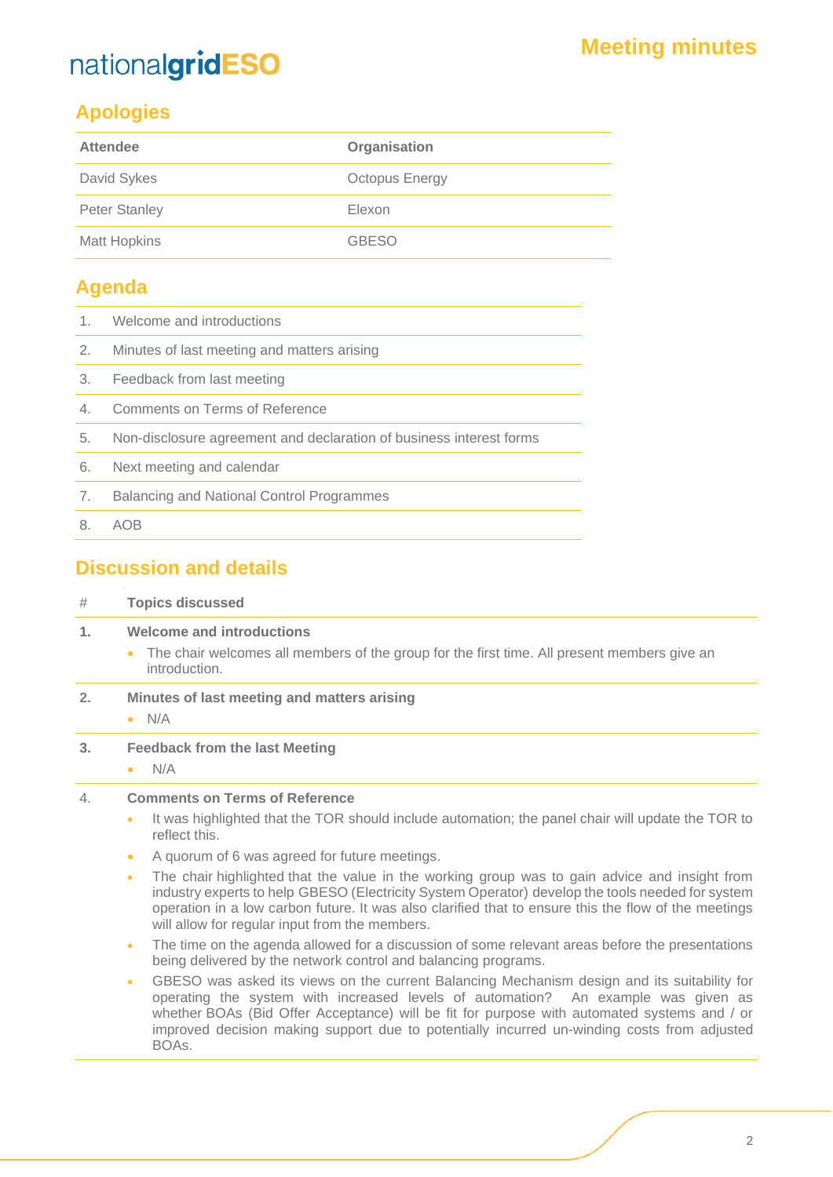## Apologies

| Attendee | Organisation |
| --- | --- |
| David Sykes | Octopus Energy |
| Peter Stanley | Elexon |
| Matt Hopkins | GBESO |

## Agenda

| | |
| --- | --- |
| 1. | Welcome and introductions |
| 2. | Minutes of last meeting and matters arising |
| 3. | Feedback from last meeting |
| 4. | Comments on Terms of Reference |
| 5. | Non-disclosure agreement and declaration of business interest forms |
| 6. | Next meeting and calendar |
| 7. | Balancing and National Control Programmes |
| 8. | AOB |

## Discussion and details

| # | Topics discussed |
| --- | --- |
| **1.** | **Welcome and introductions**<br>• The chair welcomes all members of the group for the first time. All present members give an introduction. |
| **2.** | **Minutes of last meeting and matters arising**<br>• N/A |
| **3.** | **Feedback from the last Meeting**<br>• N/A |
| 4. | **Comments on Terms of Reference**<br>• It was highlighted that the TOR should include automation; the panel chair will update the TOR to reflect this.<br>• A quorum of 6 was agreed for future meetings.<br>• The chair highlighted that the value in the working group was to gain advice and insight from industry experts to help GBESO (Electricity System Operator) develop the tools needed for system operation in a low carbon future. It was also clarified that to ensure this the flow of the meetings will allow for regular input from the members.<br>• The time on the agenda allowed for a discussion of some relevant areas before the presentations being delivered by the network control and balancing programs.<br>• GBESO was asked its views on the current Balancing Mechanism design and its suitability for operating the system with increased levels of automation? An example was given as whether BOAs (Bid Offer Acceptance) will be fit for purpose with automated systems and / or improved decision making support due to potentially incurred un-winding costs from adjusted BOAs. |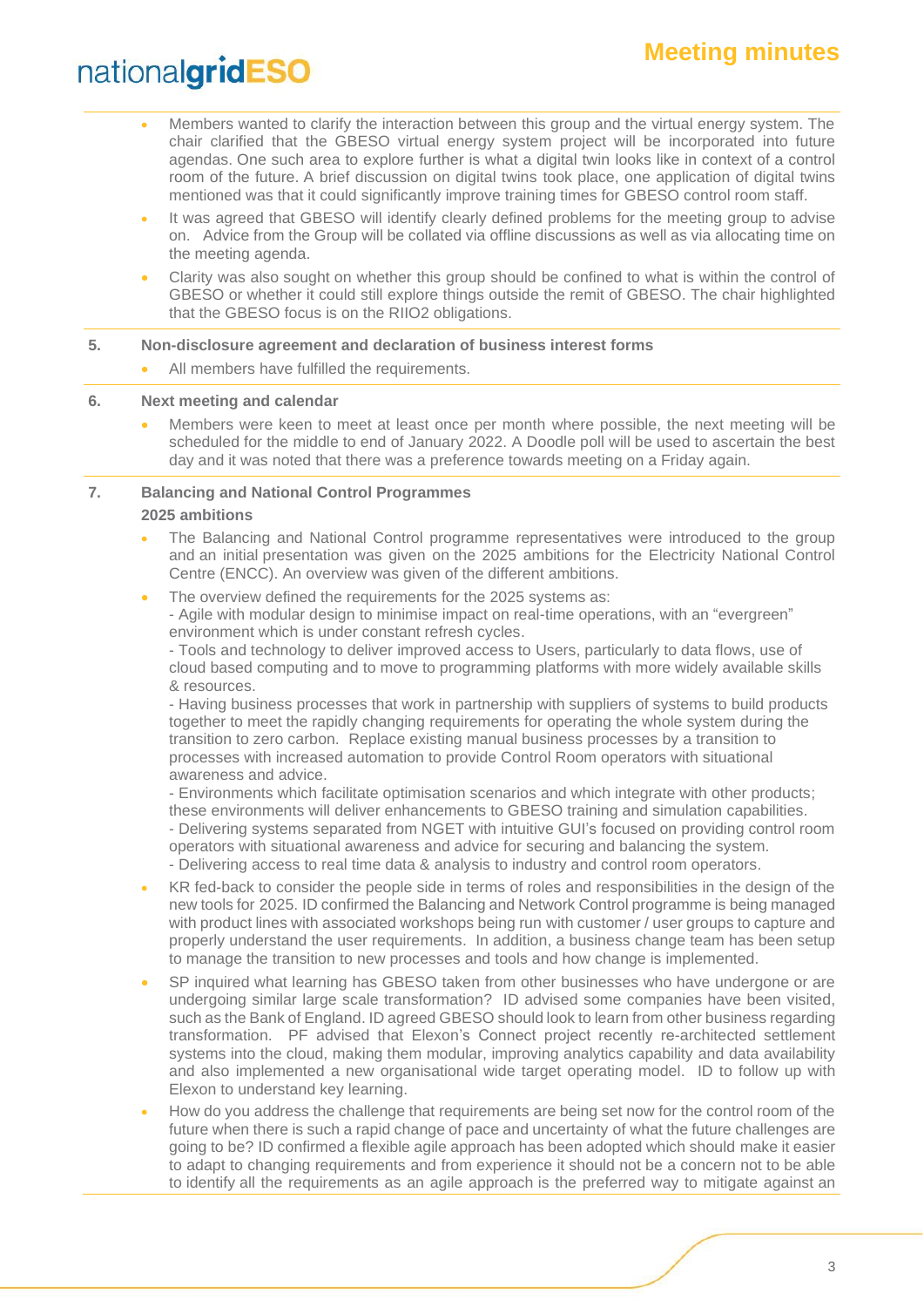- Members wanted to clarify the interaction between this group and the virtual energy system. The chair clarified that the GBESO virtual energy system project will be incorporated into future agendas. One such area to explore further is what a digital twin looks like in context of a control room of the future. A brief discussion on digital twins took place, one application of digital twins mentioned was that it could significantly improve training times for GBESO control room staff.
- It was agreed that GBESO will identify clearly defined problems for the meeting group to advise on. Advice from the Group will be collated via offline discussions as well as via allocating time on the meeting agenda.
- Clarity was also sought on whether this group should be confined to what is within the control of GBESO or whether it could still explore things outside the remit of GBESO. The chair highlighted that the GBESO focus is on the RIIO2 obligations.

**5. Non-disclosure agreement and declaration of business interest forms**

- All members have fulfilled the requirements.

**6. Next meeting and calendar**

- Members were keen to meet at least once per month where possible, the next meeting will be scheduled for the middle to end of January 2022. A Doodle poll will be used to ascertain the best day and it was noted that there was a preference towards meeting on a Friday again.

**7. Balancing and National Control Programmes**

**2025 ambitions**

- The Balancing and National Control programme representatives were introduced to the group and an initial presentation was given on the 2025 ambitions for the Electricity National Control Centre (ENCC). An overview was given of the different ambitions.
- The overview defined the requirements for the 2025 systems as:
  - Agile with modular design to minimise impact on real-time operations, with an "evergreen" environment which is under constant refresh cycles.
  - Tools and technology to deliver improved access to Users, particularly to data flows, use of cloud based computing and to move to programming platforms with more widely available skills & resources.
  - Having business processes that work in partnership with suppliers of systems to build products together to meet the rapidly changing requirements for operating the whole system during the transition to zero carbon. Replace existing manual business processes by a transition to processes with increased automation to provide Control Room operators with situational awareness and advice.
  - Environments which facilitate optimisation scenarios and which integrate with other products; these environments will deliver enhancements to GBESO training and simulation capabilities.
  - Delivering systems separated from NGET with intuitive GUI's focused on providing control room operators with situational awareness and advice for securing and balancing the system.
  - Delivering access to real time data & analysis to industry and control room operators.
- KR fed-back to consider the people side in terms of roles and responsibilities in the design of the new tools for 2025. ID confirmed the Balancing and Network Control programme is being managed with product lines with associated workshops being run with customer / user groups to capture and properly understand the user requirements. In addition, a business change team has been setup to manage the transition to new processes and tools and how change is implemented.
- SP inquired what learning has GBESO taken from other businesses who have undergone or are undergoing similar large scale transformation? ID advised some companies have been visited, such as the Bank of England. ID agreed GBESO should look to learn from other business regarding transformation. PF advised that Elexon's Connect project recently re-architected settlement systems into the cloud, making them modular, improving analytics capability and data availability and also implemented a new organisational wide target operating model. ID to follow up with Elexon to understand key learning.
- How do you address the challenge that requirements are being set now for the control room of the future when there is such a rapid change of pace and uncertainty of what the future challenges are going to be? ID confirmed a flexible agile approach has been adopted which should make it easier to adapt to changing requirements and from experience it should not be a concern not to be able to identify all the requirements as an agile approach is the preferred way to mitigate against an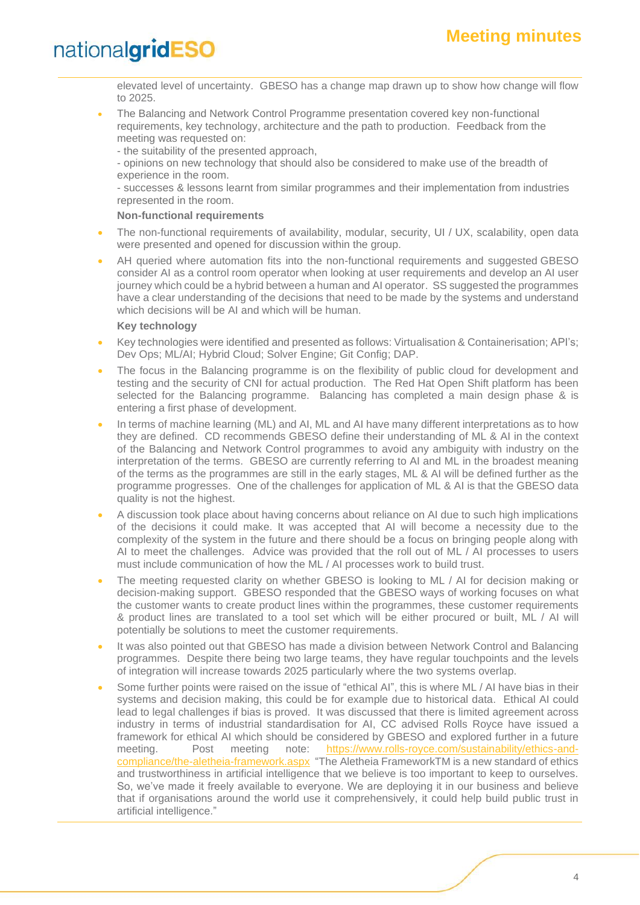elevated level of uncertainty. GBESO has a change map drawn up to show how change will flow to 2025.

- The Balancing and Network Control Programme presentation covered key non-functional requirements, key technology, architecture and the path to production. Feedback from the meeting was requested on:
  - the suitability of the presented approach,
  - opinions on new technology that should also be considered to make use of the breadth of experience in the room.
  - successes & lessons learnt from similar programmes and their implementation from industries represented in the room.

**Non-functional requirements**

- The non-functional requirements of availability, modular, security, UI / UX, scalability, open data were presented and opened for discussion within the group.
- AH queried where automation fits into the non-functional requirements and suggested GBESO consider AI as a control room operator when looking at user requirements and develop an AI user journey which could be a hybrid between a human and AI operator. SS suggested the programmes have a clear understanding of the decisions that need to be made by the systems and understand which decisions will be AI and which will be human.

**Key technology**

- Key technologies were identified and presented as follows: Virtualisation & Containerisation; API's; Dev Ops; ML/AI; Hybrid Cloud; Solver Engine; Git Config; DAP.
- The focus in the Balancing programme is on the flexibility of public cloud for development and testing and the security of CNI for actual production. The Red Hat Open Shift platform has been selected for the Balancing programme. Balancing has completed a main design phase & is entering a first phase of development.
- In terms of machine learning (ML) and AI, ML and AI have many different interpretations as to how they are defined. CD recommends GBESO define their understanding of ML & AI in the context of the Balancing and Network Control programmes to avoid any ambiguity with industry on the interpretation of the terms. GBESO are currently referring to AI and ML in the broadest meaning of the terms as the programmes are still in the early stages, ML & AI will be defined further as the programme progresses. One of the challenges for application of ML & AI is that the GBESO data quality is not the highest.
- A discussion took place about having concerns about reliance on AI due to such high implications of the decisions it could make. It was accepted that AI will become a necessity due to the complexity of the system in the future and there should be a focus on bringing people along with AI to meet the challenges. Advice was provided that the roll out of ML / AI processes to users must include communication of how the ML / AI processes work to build trust.
- The meeting requested clarity on whether GBESO is looking to ML / AI for decision making or decision-making support. GBESO responded that the GBESO ways of working focuses on what the customer wants to create product lines within the programmes, these customer requirements & product lines are translated to a tool set which will be either procured or built, ML / AI will potentially be solutions to meet the customer requirements.
- It was also pointed out that GBESO has made a division between Network Control and Balancing programmes. Despite there being two large teams, they have regular touchpoints and the levels of integration will increase towards 2025 particularly where the two systems overlap.
- Some further points were raised on the issue of "ethical AI", this is where ML / AI have bias in their systems and decision making, this could be for example due to historical data. Ethical AI could lead to legal challenges if bias is proved. It was discussed that there is limited agreement across industry in terms of industrial standardisation for AI, CC advised Rolls Royce have issued a framework for ethical AI which should be considered by GBESO and explored further in a future meeting. Post meeting note: https://www.rolls-royce.com/sustainability/ethics-and-compliance/the-aletheia-framework.aspx "The Aletheia FrameworkTM is a new standard of ethics and trustworthiness in artificial intelligence that we believe is too important to keep to ourselves. So, we've made it freely available to everyone. We are deploying it in our business and believe that if organisations around the world use it comprehensively, it could help build public trust in artificial intelligence."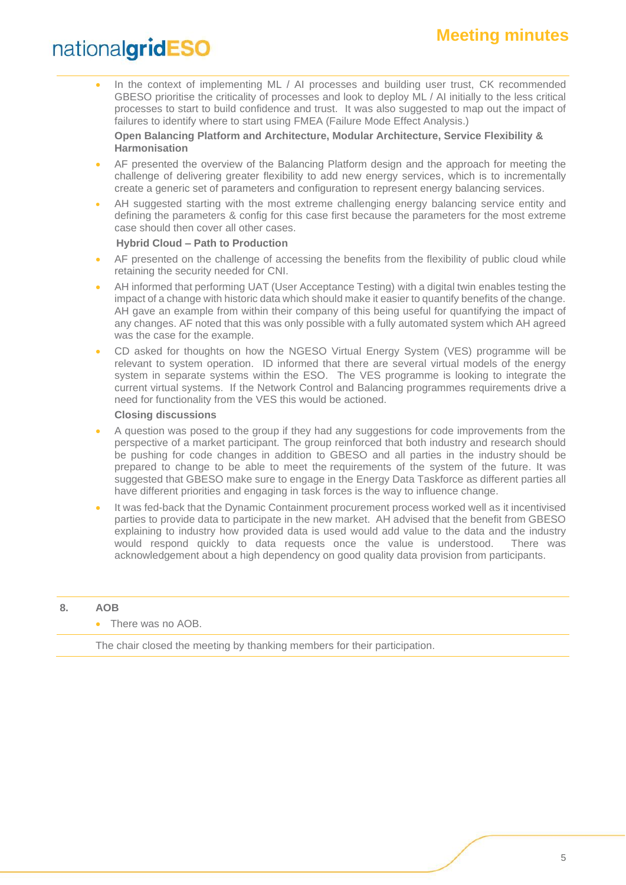- In the context of implementing ML / AI processes and building user trust, CK recommended GBESO prioritise the criticality of processes and look to deploy ML / AI initially to the less critical processes to start to build confidence and trust. It was also suggested to map out the impact of failures to identify where to start using FMEA (Failure Mode Effect Analysis.)

**Open Balancing Platform and Architecture, Modular Architecture, Service Flexibility & Harmonisation**

- AF presented the overview of the Balancing Platform design and the approach for meeting the challenge of delivering greater flexibility to add new energy services, which is to incrementally create a generic set of parameters and configuration to represent energy balancing services.
- AH suggested starting with the most extreme challenging energy balancing service entity and defining the parameters & config for this case first because the parameters for the most extreme case should then cover all other cases.

**Hybrid Cloud – Path to Production**

- AF presented on the challenge of accessing the benefits from the flexibility of public cloud while retaining the security needed for CNI.
- AH informed that performing UAT (User Acceptance Testing) with a digital twin enables testing the impact of a change with historic data which should make it easier to quantify benefits of the change. AH gave an example from within their company of this being useful for quantifying the impact of any changes. AF noted that this was only possible with a fully automated system which AH agreed was the case for the example.
- CD asked for thoughts on how the NGESO Virtual Energy System (VES) programme will be relevant to system operation. ID informed that there are several virtual models of the energy system in separate systems within the ESO. The VES programme is looking to integrate the current virtual systems. If the Network Control and Balancing programmes requirements drive a need for functionality from the VES this would be actioned.

**Closing discussions**

- A question was posed to the group if they had any suggestions for code improvements from the perspective of a market participant. The group reinforced that both industry and research should be pushing for code changes in addition to GBESO and all parties in the industry should be prepared to change to be able to meet the requirements of the system of the future. It was suggested that GBESO make sure to engage in the Energy Data Taskforce as different parties all have different priorities and engaging in task forces is the way to influence change.
- It was fed-back that the Dynamic Containment procurement process worked well as it incentivised parties to provide data to participate in the new market. AH advised that the benefit from GBESO explaining to industry how provided data is used would add value to the data and the industry would respond quickly to data requests once the value is understood. There was acknowledgement about a high dependency on good quality data provision from participants.

## 8. AOB

- There was no AOB.

The chair closed the meeting by thanking members for their participation.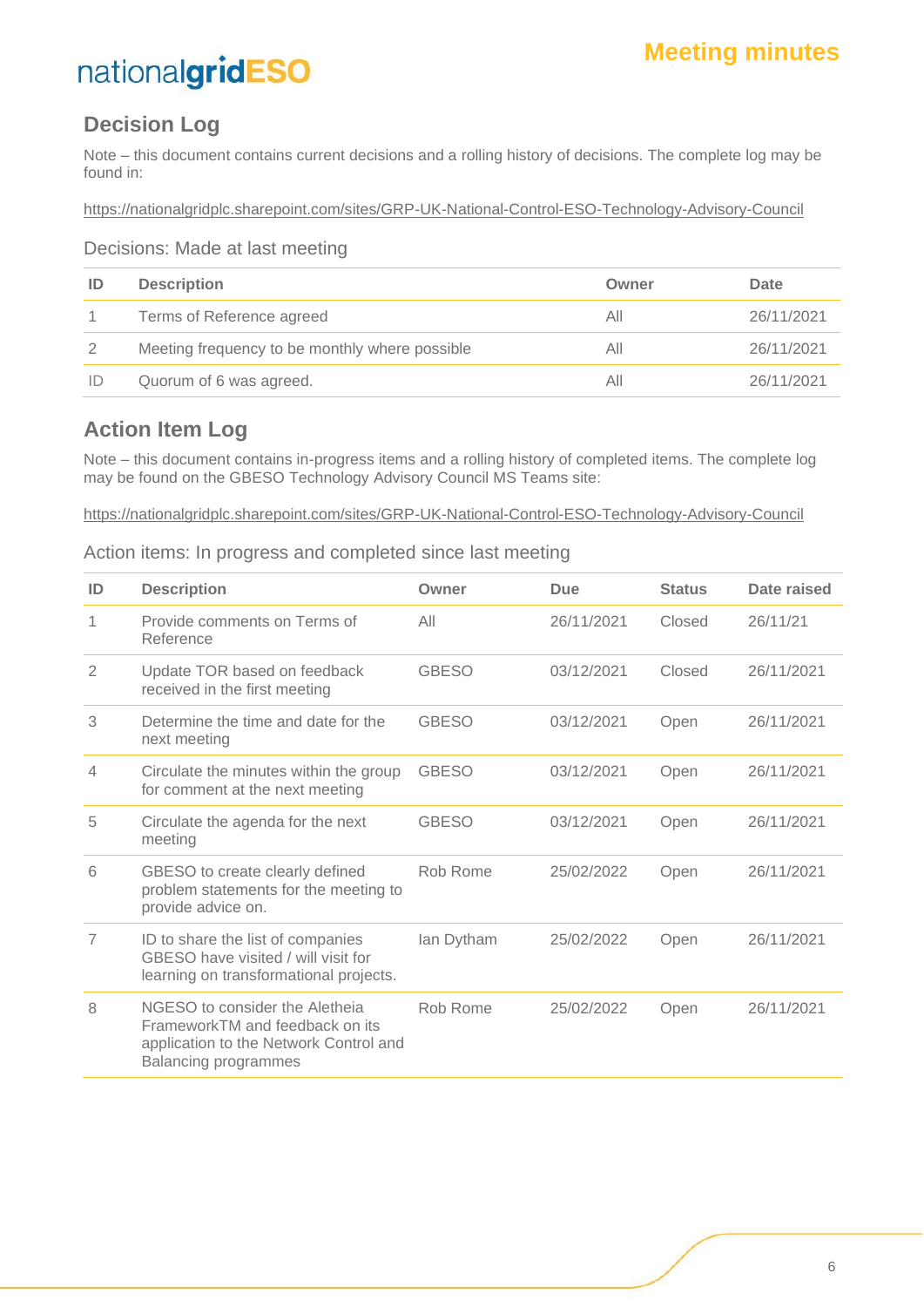## Decision Log

Note – this document contains current decisions and a rolling history of decisions. The complete log may be found in:

https://nationalgridplc.sharepoint.com/sites/GRP-UK-National-Control-ESO-Technology-Advisory-Council

### Decisions: Made at last meeting

| ID | Description | Owner | Date |
|---|---|---|---|
| 1 | Terms of Reference agreed | All | 26/11/2021 |
| 2 | Meeting frequency to be monthly where possible | All | 26/11/2021 |
| ID | Quorum of 6 was agreed. | All | 26/11/2021 |

## Action Item Log

Note – this document contains in-progress items and a rolling history of completed items. The complete log may be found on the GBESO Technology Advisory Council MS Teams site:

https://nationalgridplc.sharepoint.com/sites/GRP-UK-National-Control-ESO-Technology-Advisory-Council

### Action items: In progress and completed since last meeting

| ID | Description | Owner | Due | Status | Date raised |
|---|---|---|---|---|---|
| 1 | Provide comments on Terms of Reference | All | 26/11/2021 | Closed | 26/11/21 |
| 2 | Update TOR based on feedback received in the first meeting | GBESO | 03/12/2021 | Closed | 26/11/2021 |
| 3 | Determine the time and date for the next meeting | GBESO | 03/12/2021 | Open | 26/11/2021 |
| 4 | Circulate the minutes within the group for comment at the next meeting | GBESO | 03/12/2021 | Open | 26/11/2021 |
| 5 | Circulate the agenda for the next meeting | GBESO | 03/12/2021 | Open | 26/11/2021 |
| 6 | GBESO to create clearly defined problem statements for the meeting to provide advice on. | Rob Rome | 25/02/2022 | Open | 26/11/2021 |
| 7 | ID to share the list of companies GBESO have visited / will visit for learning on transformational projects. | Ian Dytham | 25/02/2022 | Open | 26/11/2021 |
| 8 | NGESO to consider the Aletheia FrameworkTM and feedback on its application to the Network Control and Balancing programmes | Rob Rome | 25/02/2022 | Open | 26/11/2021 |